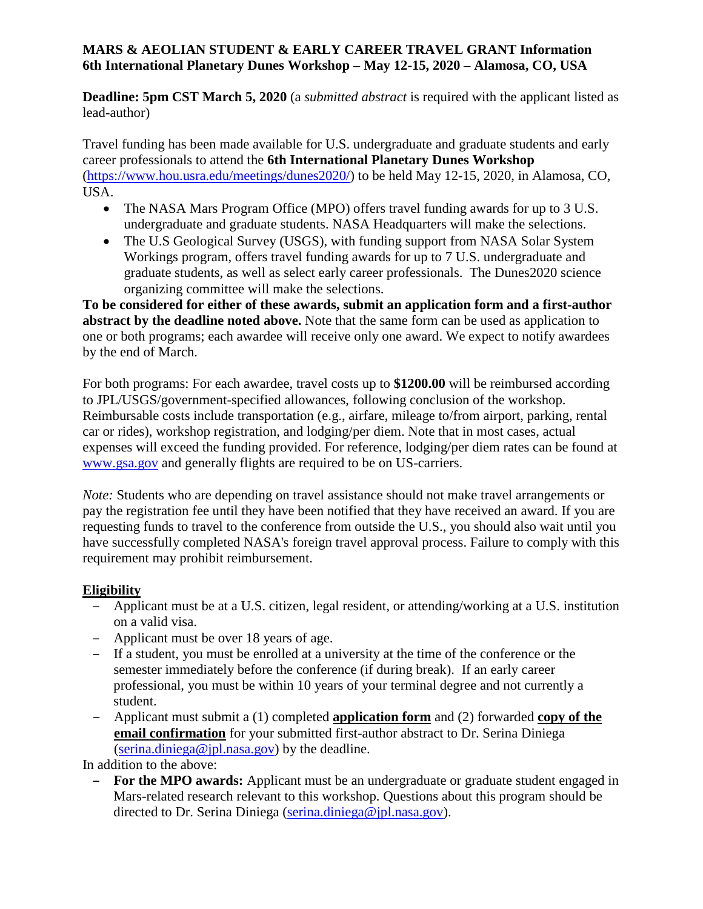**MARS & AEOLIAN STUDENT & EARLY CAREER TRAVEL GRANT Information**
**6th International Planetary Dunes Workshop – May 12-15, 2020 – Alamosa, CO, USA**

**Deadline: 5pm CST March 5, 2020** (a *submitted abstract* is required with the applicant listed as lead-author)

Travel funding has been made available for U.S. undergraduate and graduate students and early career professionals to attend the **6th International Planetary Dunes Workshop** (https://www.hou.usra.edu/meetings/dunes2020/) to be held May 12-15, 2020, in Alamosa, CO, USA.

- The NASA Mars Program Office (MPO) offers travel funding awards for up to 3 U.S. undergraduate and graduate students. NASA Headquarters will make the selections.
- The U.S Geological Survey (USGS), with funding support from NASA Solar System Workings program, offers travel funding awards for up to 7 U.S. undergraduate and graduate students, as well as select early career professionals. The Dunes2020 science organizing committee will make the selections.

**To be considered for either of these awards, submit an application form and a first-author abstract by the deadline noted above.** Note that the same form can be used as application to one or both programs; each awardee will receive only one award. We expect to notify awardees by the end of March.

For both programs: For each awardee, travel costs up to **$1200.00** will be reimbursed according to JPL/USGS/government-specified allowances, following conclusion of the workshop. Reimbursable costs include transportation (e.g., airfare, mileage to/from airport, parking, rental car or rides), workshop registration, and lodging/per diem. Note that in most cases, actual expenses will exceed the funding provided. For reference, lodging/per diem rates can be found at www.gsa.gov and generally flights are required to be on US-carriers.

*Note:* Students who are depending on travel assistance should not make travel arrangements or pay the registration fee until they have been notified that they have received an award. If you are requesting funds to travel to the conference from outside the U.S., you should also wait until you have successfully completed NASA's foreign travel approval process. Failure to comply with this requirement may prohibit reimbursement.

## Eligibility

- Applicant must be at a U.S. citizen, legal resident, or attending/working at a U.S. institution on a valid visa.
- Applicant must be over 18 years of age.
- If a student, you must be enrolled at a university at the time of the conference or the semester immediately before the conference (if during break). If an early career professional, you must be within 10 years of your terminal degree and not currently a student.
- Applicant must submit a (1) completed **application form** and (2) forwarded **copy of the email confirmation** for your submitted first-author abstract to Dr. Serina Diniega (serina.diniega@jpl.nasa.gov) by the deadline.

In addition to the above:

- **For the MPO awards:** Applicant must be an undergraduate or graduate student engaged in Mars-related research relevant to this workshop. Questions about this program should be directed to Dr. Serina Diniega (serina.diniega@jpl.nasa.gov).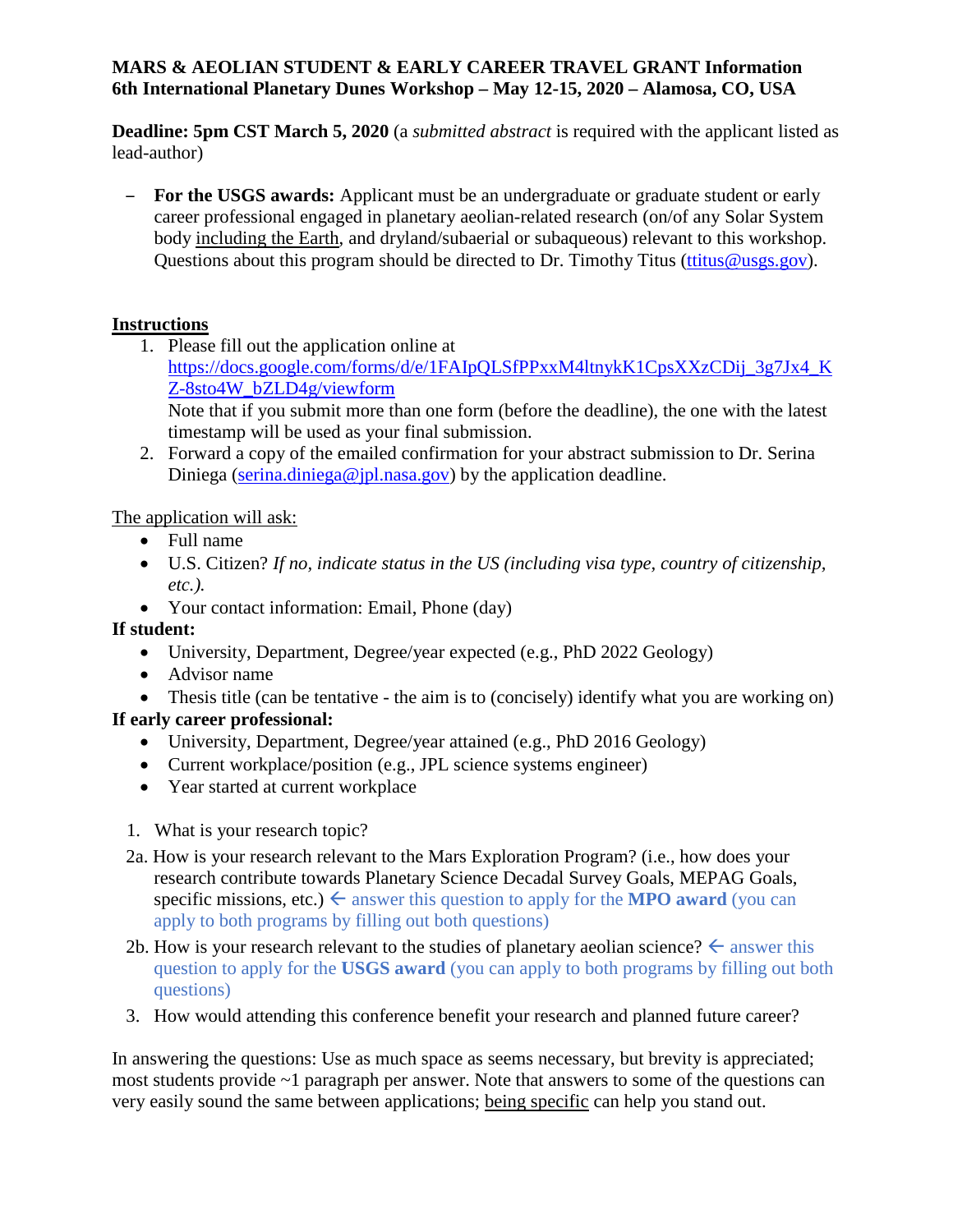**MARS & AEOLIAN STUDENT & EARLY CAREER TRAVEL GRANT Information**
**6th International Planetary Dunes Workshop – May 12-15, 2020 – Alamosa, CO, USA**

**Deadline: 5pm CST March 5, 2020** (a *submitted abstract* is required with the applicant listed as lead-author)

- **For the USGS awards:** Applicant must be an undergraduate or graduate student or early career professional engaged in planetary aeolian-related research (on/of any Solar System body including the Earth, and dryland/subaerial or subaqueous) relevant to this workshop. Questions about this program should be directed to Dr. Timothy Titus (ttitus@usgs.gov).

**Instructions**

1. Please fill out the application online at https://docs.google.com/forms/d/e/1FAIpQLSfPPxxM4ltnykK1CpsXXzCDij_3g7Jx4_KZ-8sto4W_bZLD4g/viewform
   Note that if you submit more than one form (before the deadline), the one with the latest timestamp will be used as your final submission.
2. Forward a copy of the emailed confirmation for your abstract submission to Dr. Serina Diniega (serina.diniega@jpl.nasa.gov) by the application deadline.

The application will ask:

- Full name
- U.S. Citizen? *If no, indicate status in the US (including visa type, country of citizenship, etc.).*
- Your contact information: Email, Phone (day)

**If student:**

- University, Department, Degree/year expected (e.g., PhD 2022 Geology)
- Advisor name
- Thesis title (can be tentative - the aim is to (concisely) identify what you are working on)

**If early career professional:**

- University, Department, Degree/year attained (e.g., PhD 2016 Geology)
- Current workplace/position (e.g., JPL science systems engineer)
- Year started at current workplace

1. What is your research topic?

2a. How is your research relevant to the Mars Exploration Program? (i.e., how does your research contribute towards Planetary Science Decadal Survey Goals, MEPAG Goals, specific missions, etc.) ← answer this question to apply for the **MPO award** (you can apply to both programs by filling out both questions)

2b. How is your research relevant to the studies of planetary aeolian science? ← answer this question to apply for the **USGS award** (you can apply to both programs by filling out both questions)

3. How would attending this conference benefit your research and planned future career?

In answering the questions: Use as much space as seems necessary, but brevity is appreciated; most students provide ~1 paragraph per answer. Note that answers to some of the questions can very easily sound the same between applications; being specific can help you stand out.